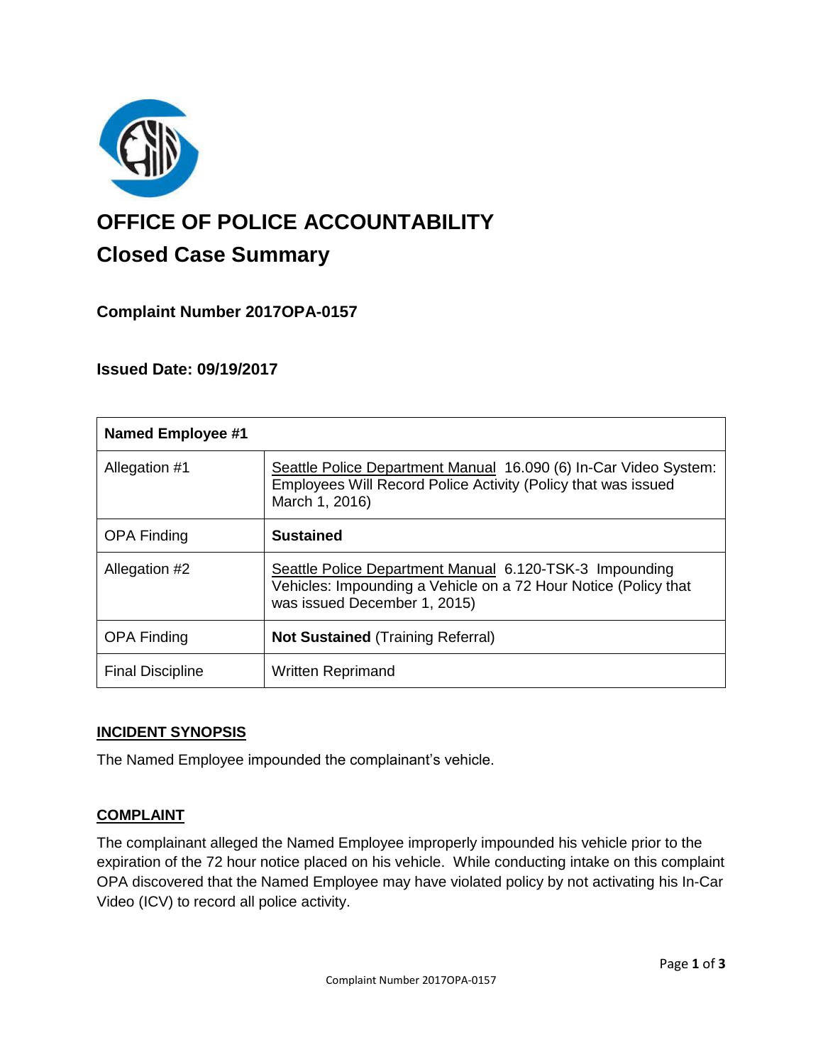# OFFICE OF POLICE ACCOUNTABILITY

## Closed Case Summary

### Complaint Number 2017OPA-0157

### Issued Date: 09/19/2017

| Named Employee #1 | |
|---|---|
| Allegation #1 | Seattle Police Department Manual 16.090 (6) In-Car Video System: Employees Will Record Police Activity (Policy that was issued March 1, 2016) |
| OPA Finding | **Sustained** |
| Allegation #2 | Seattle Police Department Manual 6.120-TSK-3 Impounding Vehicles: Impounding a Vehicle on a 72 Hour Notice (Policy that was issued December 1, 2015) |
| OPA Finding | **Not Sustained** (Training Referral) |
| Final Discipline | Written Reprimand |

## INCIDENT SYNOPSIS

The Named Employee impounded the complainant's vehicle.

## COMPLAINT

The complainant alleged the Named Employee improperly impounded his vehicle prior to the expiration of the 72 hour notice placed on his vehicle. While conducting intake on this complaint OPA discovered that the Named Employee may have violated policy by not activating his In-Car Video (ICV) to record all police activity.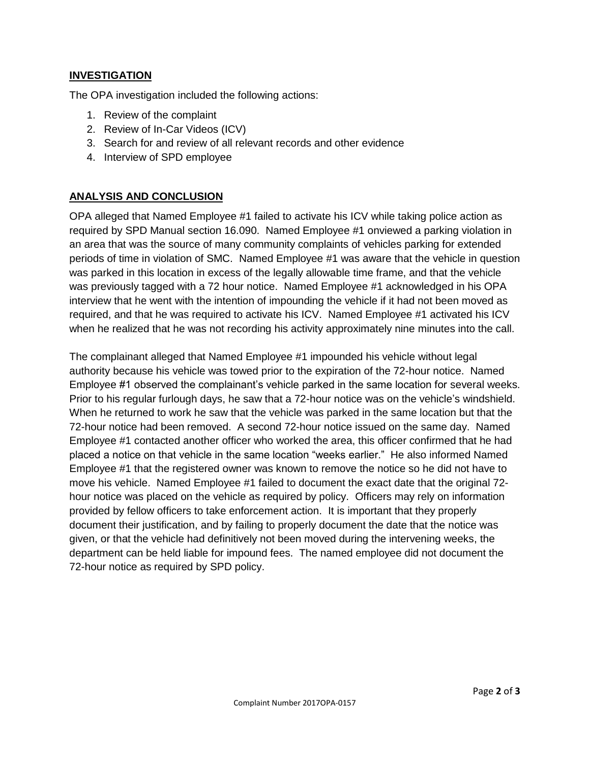## INVESTIGATION

The OPA investigation included the following actions:

1. Review of the complaint
2. Review of In-Car Videos (ICV)
3. Search for and review of all relevant records and other evidence
4. Interview of SPD employee

## ANALYSIS AND CONCLUSION

OPA alleged that Named Employee #1 failed to activate his ICV while taking police action as required by SPD Manual section 16.090. Named Employee #1 onviewed a parking violation in an area that was the source of many community complaints of vehicles parking for extended periods of time in violation of SMC. Named Employee #1 was aware that the vehicle in question was parked in this location in excess of the legally allowable time frame, and that the vehicle was previously tagged with a 72 hour notice. Named Employee #1 acknowledged in his OPA interview that he went with the intention of impounding the vehicle if it had not been moved as required, and that he was required to activate his ICV. Named Employee #1 activated his ICV when he realized that he was not recording his activity approximately nine minutes into the call.

The complainant alleged that Named Employee #1 impounded his vehicle without legal authority because his vehicle was towed prior to the expiration of the 72-hour notice. Named Employee #1 observed the complainant's vehicle parked in the same location for several weeks. Prior to his regular furlough days, he saw that a 72-hour notice was on the vehicle's windshield. When he returned to work he saw that the vehicle was parked in the same location but that the 72-hour notice had been removed. A second 72-hour notice issued on the same day. Named Employee #1 contacted another officer who worked the area, this officer confirmed that he had placed a notice on that vehicle in the same location "weeks earlier." He also informed Named Employee #1 that the registered owner was known to remove the notice so he did not have to move his vehicle. Named Employee #1 failed to document the exact date that the original 72-hour notice was placed on the vehicle as required by policy. Officers may rely on information provided by fellow officers to take enforcement action. It is important that they properly document their justification, and by failing to properly document the date that the notice was given, or that the vehicle had definitively not been moved during the intervening weeks, the department can be held liable for impound fees. The named employee did not document the 72-hour notice as required by SPD policy.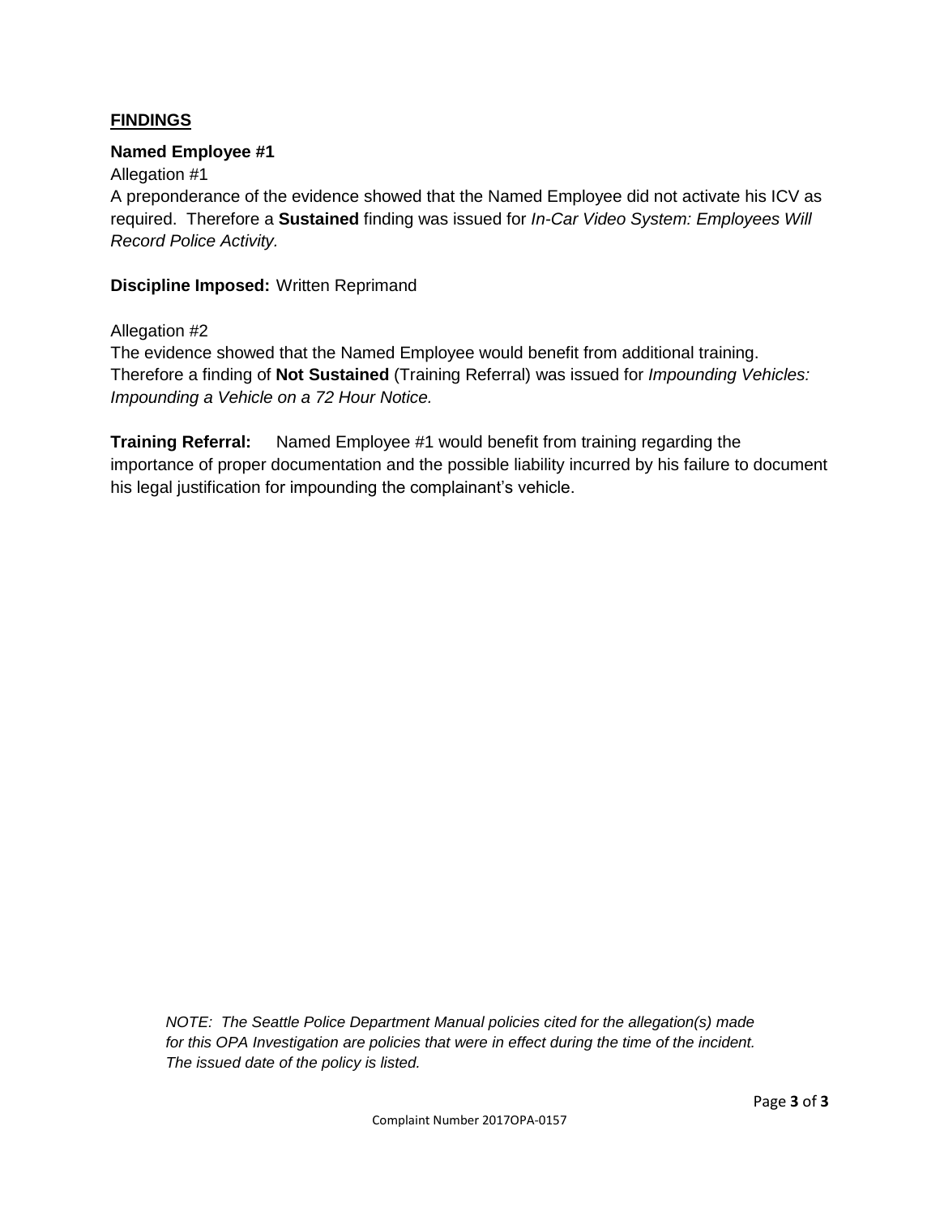## FINDINGS

**Named Employee #1**

Allegation #1

A preponderance of the evidence showed that the Named Employee did not activate his ICV as required. Therefore a **Sustained** finding was issued for *In-Car Video System: Employees Will Record Police Activity.*

**Discipline Imposed:** Written Reprimand

Allegation #2

The evidence showed that the Named Employee would benefit from additional training. Therefore a finding of **Not Sustained** (Training Referral) was issued for *Impounding Vehicles: Impounding a Vehicle on a 72 Hour Notice.*

**Training Referral:** Named Employee #1 would benefit from training regarding the importance of proper documentation and the possible liability incurred by his failure to document his legal justification for impounding the complainant's vehicle.

*NOTE: The Seattle Police Department Manual policies cited for the allegation(s) made for this OPA Investigation are policies that were in effect during the time of the incident. The issued date of the policy is listed.*

Complaint Number 2017OPA-0157